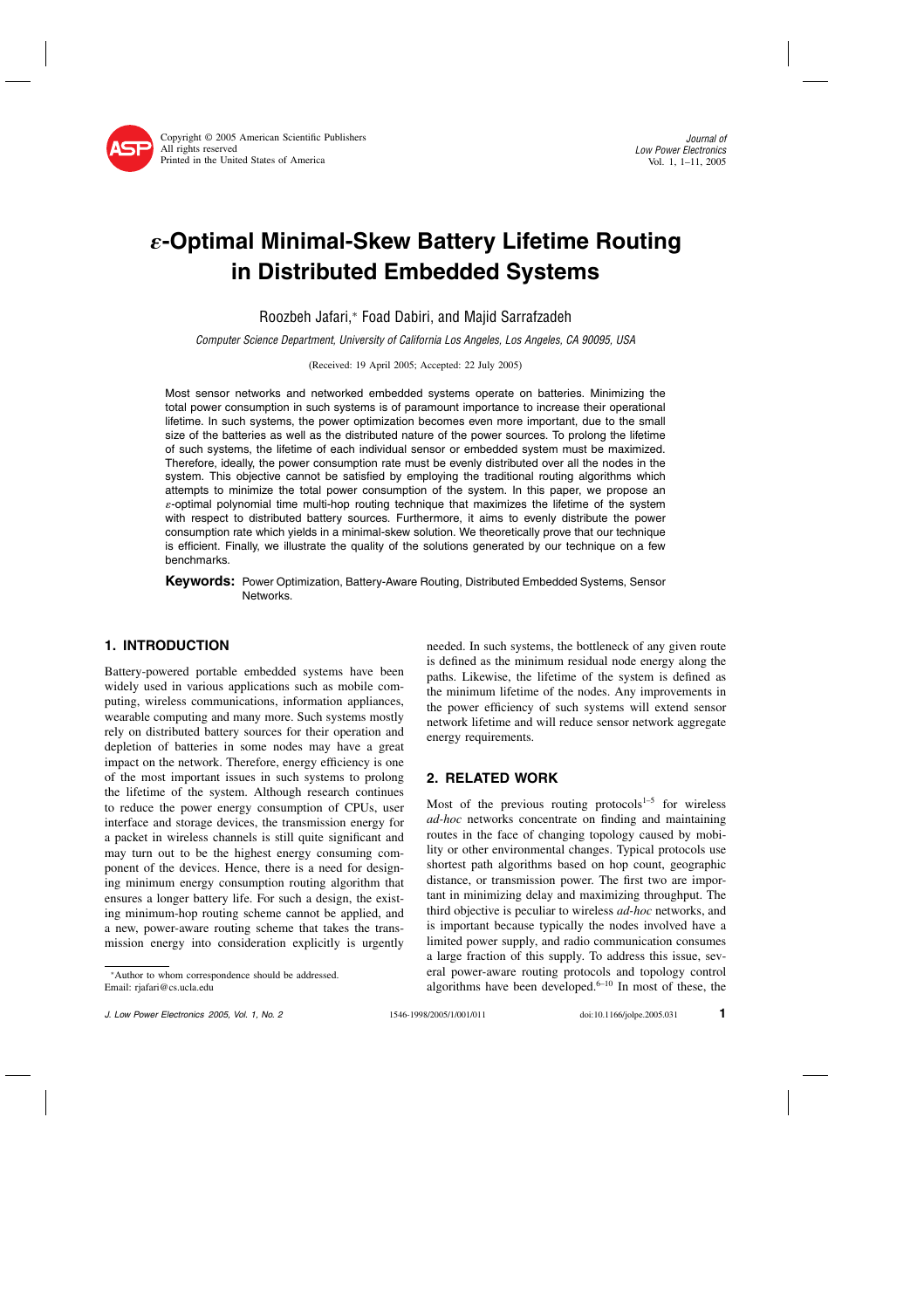# $\varepsilon$-Optimal Minimal-Skew Battery Lifetime Routing in Distributed Embedded Systems

Roozbeh Jafari,* Foad Dabiri, and Majid Sarrafzadeh

*Computer Science Department, University of California Los Angeles, Los Angeles, CA 90095, USA*

(Received: 19 April 2005; Accepted: 22 July 2005)

Most sensor networks and networked embedded systems operate on batteries. Minimizing the total power consumption in such systems is of paramount importance to increase their operational lifetime. In such systems, the power optimization becomes even more important, due to the small size of the batteries as well as the distributed nature of the power sources. To prolong the lifetime of such systems, the lifetime of each individual sensor or embedded system must be maximized. Therefore, ideally, the power consumption rate must be evenly distributed over all the nodes in the system. This objective cannot be satisfied by employing the traditional routing algorithms which attempts to minimize the total power consumption of the system. In this paper, we propose an $\varepsilon$-optimal polynomial time multi-hop routing technique that maximizes the lifetime of the system with respect to distributed battery sources. Furthermore, it aims to evenly distribute the power consumption rate which yields in a minimal-skew solution. We theoretically prove that our technique is efficient. Finally, we illustrate the quality of the solutions generated by our technique on a few benchmarks.

**Keywords:** Power Optimization, Battery-Aware Routing, Distributed Embedded Systems, Sensor Networks.

## 1. INTRODUCTION

Battery-powered portable embedded systems have been widely used in various applications such as mobile computing, wireless communications, information appliances, wearable computing and many more. Such systems mostly rely on distributed battery sources for their operation and depletion of batteries in some nodes may have a great impact on the network. Therefore, energy efficiency is one of the most important issues in such systems to prolong the lifetime of the system. Although research continues to reduce the power energy consumption of CPUs, user interface and storage devices, the transmission energy for a packet in wireless channels is still quite significant and may turn out to be the highest energy consuming component of the devices. Hence, there is a need for designing minimum energy consumption routing algorithm that ensures a longer battery life. For such a design, the existing minimum-hop routing scheme cannot be applied, and a new, power-aware routing scheme that takes the transmission energy into consideration explicitly is urgently needed. In such systems, the bottleneck of any given route is defined as the minimum residual node energy along the paths. Likewise, the lifetime of the system is defined as the minimum lifetime of the nodes. Any improvements in the power efficiency of such systems will extend sensor network lifetime and will reduce sensor network aggregate energy requirements.

## 2. RELATED WORK

Most of the previous routing protocols[1–5] for wireless *ad-hoc* networks concentrate on finding and maintaining routes in the face of changing topology caused by mobility or other environmental changes. Typical protocols use shortest path algorithms based on hop count, geographic distance, or transmission power. The first two are important in minimizing delay and maximizing throughput. The third objective is peculiar to wireless *ad-hoc* networks, and is important because typically the nodes involved have a limited power supply, and radio communication consumes a large fraction of this supply. To address this issue, several power-aware routing protocols and topology control algorithms have been developed.[6–10] In most of these, the

*Author to whom correspondence should be addressed.
Email: rjafari@cs.ucla.edu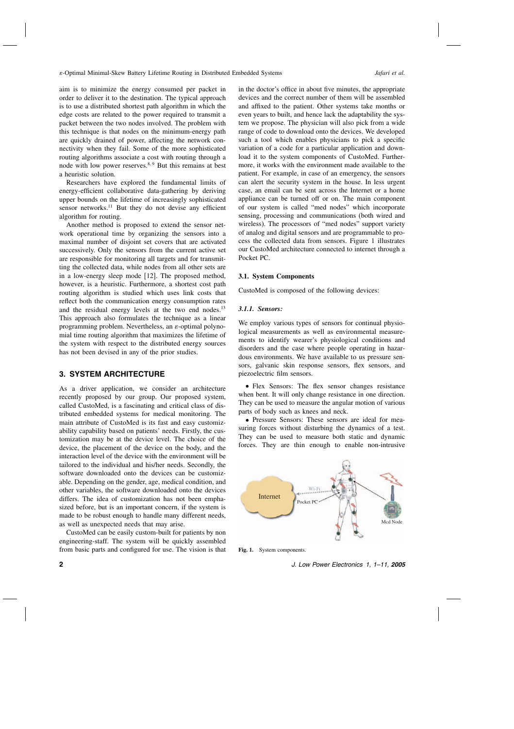aim is to minimize the energy consumed per packet in order to deliver it to the destination. The typical approach is to use a distributed shortest path algorithm in which the edge costs are related to the power required to transmit a packet between the two nodes involved. The problem with this technique is that nodes on the minimum-energy path are quickly drained of power, affecting the network connectivity when they fail. Some of the more sophisticated routing algorithms associate a cost with routing through a node with low power reserves.[8,9] But this remains at best a heuristic solution.

Researchers have explored the fundamental limits of energy-efficient collaborative data-gathering by deriving upper bounds on the lifetime of increasingly sophisticated sensor networks.[11] But they do not devise any efficient algorithm for routing.

Another method is proposed to extend the sensor network operational time by organizing the sensors into a maximal number of disjoint set covers that are activated successively. Only the sensors from the current active set are responsible for monitoring all targets and for transmitting the collected data, while nodes from all other sets are in a low-energy sleep mode [12]. The proposed method, however, is a heuristic. Furthermore, a shortest cost path routing algorithm is studied which uses link costs that reflect both the communication energy consumption rates and the residual energy levels at the two end nodes.[13] This approach also formulates the technique as a linear programming problem. Nevertheless, an $\varepsilon$-optimal polynomial time routing algorithm that maximizes the lifetime of the system with respect to the distributed energy sources has not been devised in any of the prior studies.

## 3. SYSTEM ARCHITECTURE

As a driver application, we consider an architecture recently proposed by our group. Our proposed system, called CustoMed, is a fascinating and critical class of distributed embedded systems for medical monitoring. The main attribute of CustoMed is its fast and easy customizability capability based on patients' needs. Firstly, the customization may be at the device level. The choice of the device, the placement of the device on the body, and the interaction level of the device with the environment will be tailored to the individual and his/her needs. Secondly, the software downloaded onto the devices can be customizable. Depending on the gender, age, medical condition, and other variables, the software downloaded onto the devices differs. The idea of customization has not been emphasized before, but is an important concern, if the system is made to be robust enough to handle many different needs, as well as unexpected needs that may arise.

CustoMed can be easily custom-built for patients by non engineering-staff. The system will be quickly assembled from basic parts and configured for use. The vision is that in the doctor's office in about five minutes, the appropriate devices and the correct number of them will be assembled and affixed to the patient. Other systems take months or even years to built, and hence lack the adaptability the system we propose. The physician will also pick from a wide range of code to download onto the devices. We developed such a tool which enables physicians to pick a specific variation of a code for a particular application and download it to the system components of CustoMed. Furthermore, it works with the environment made available to the patient. For example, in case of an emergency, the sensors can alert the security system in the house. In less urgent case, an email can be sent across the Internet or a home appliance can be turned off or on. The main component of our system is called "med nodes" which incorporate sensing, processing and communications (both wired and wireless). The processors of "med nodes" support variety of analog and digital sensors and are programmable to process the collected data from sensors. Figure 1 illustrates our CustoMed architecture connected to internet through a Pocket PC.

### 3.1. System Components

CustoMed is composed of the following devices:

#### 3.1.1. Sensors:

We employ various types of sensors for continual physiological measurements as well as environmental measurements to identify wearer's physiological conditions and disorders and the case where people operating in hazardous environments. We have available to us pressure sensors, galvanic skin response sensors, flex sensors, and piezoelectric film sensors.

- Flex Sensors: The flex sensor changes resistance when bent. It will only change resistance in one direction. They can be used to measure the angular motion of various parts of body such as knees and neck.
- Pressure Sensors: These sensors are ideal for measuring forces without disturbing the dynamics of a test. They can be used to measure both static and dynamic forces. They are thin enough to enable non-intrusive

Internet
Wi-Fi
Pocket PC
Med Node

Fig. 1. System components.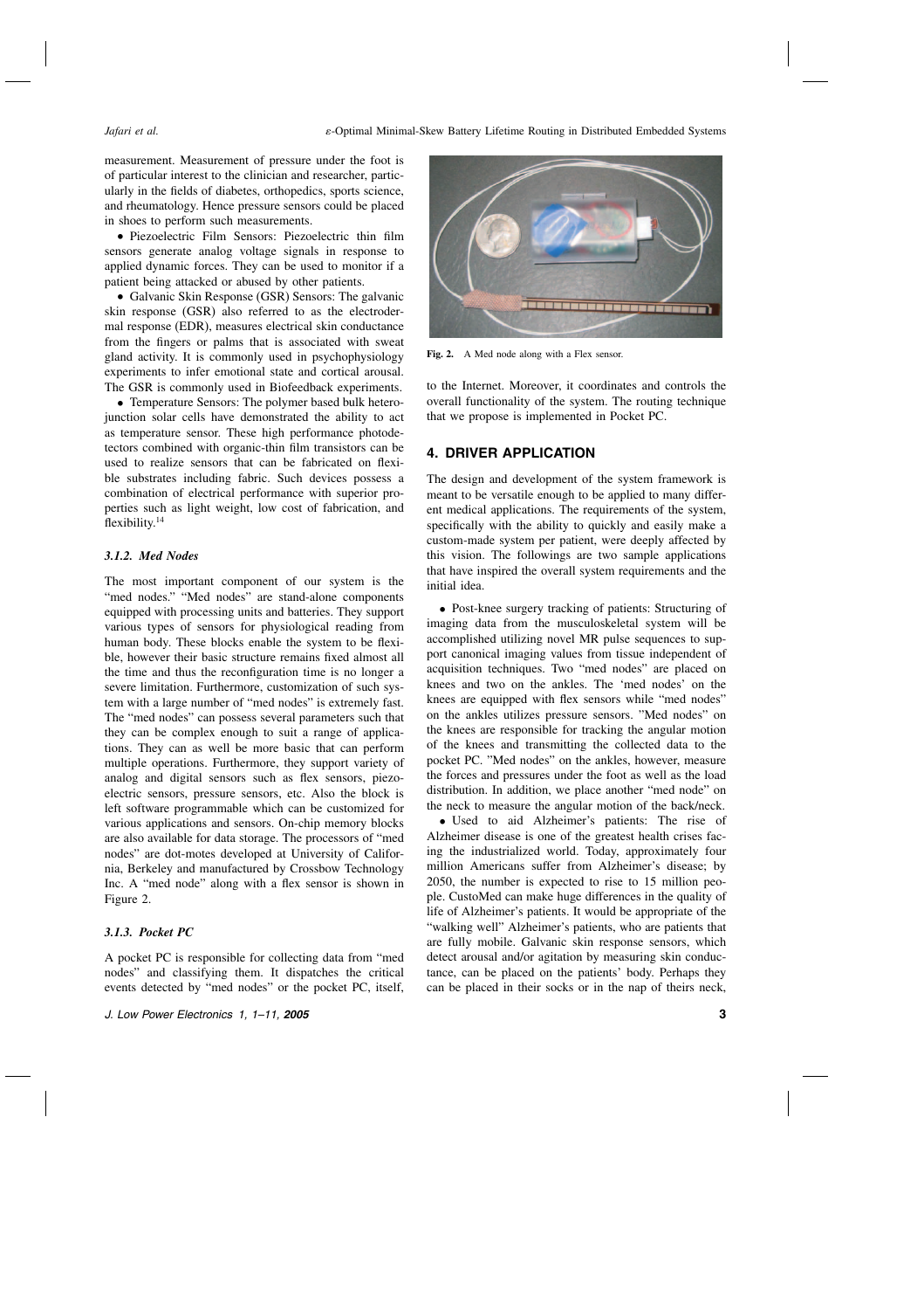measurement. Measurement of pressure under the foot is of particular interest to the clinician and researcher, particularly in the fields of diabetes, orthopedics, sports science, and rheumatology. Hence pressure sensors could be placed in shoes to perform such measurements.

- Piezoelectric Film Sensors: Piezoelectric thin film sensors generate analog voltage signals in response to applied dynamic forces. They can be used to monitor if a patient being attacked or abused by other patients.
- Galvanic Skin Response (GSR) Sensors: The galvanic skin response (GSR) also referred to as the electrodermal response (EDR), measures electrical skin conductance from the fingers or palms that is associated with sweat gland activity. It is commonly used in psychophysiology experiments to infer emotional state and cortical arousal. The GSR is commonly used in Biofeedback experiments.
- Temperature Sensors: The polymer based bulk heterojunction solar cells have demonstrated the ability to act as temperature sensor. These high performance photodetectors combined with organic-thin film transistors can be used to realize sensors that can be fabricated on flexible substrates including fabric. Such devices possess a combination of electrical performance with superior properties such as light weight, low cost of fabrication, and flexibility.[14]

#### 3.1.2. Med Nodes

The most important component of our system is the "med nodes." "Med nodes" are stand-alone components equipped with processing units and batteries. They support various types of sensors for physiological reading from human body. These blocks enable the system to be flexible, however their basic structure remains fixed almost all the time and thus the reconfiguration time is no longer a severe limitation. Furthermore, customization of such system with a large number of "med nodes" is extremely fast. The "med nodes" can possess several parameters such that they can be complex enough to suit a range of applications. They can as well be more basic that can perform multiple operations. Furthermore, they support variety of analog and digital sensors such as flex sensors, piezoelectric sensors, pressure sensors, etc. Also the block is left software programmable which can be customized for various applications and sensors. On-chip memory blocks are also available for data storage. The processors of "med nodes" are dot-motes developed at University of California, Berkeley and manufactured by Crossbow Technology Inc. A "med node" along with a flex sensor is shown in Figure 2.

#### 3.1.3. Pocket PC

A pocket PC is responsible for collecting data from "med nodes" and classifying them. It dispatches the critical events detected by "med nodes" or the pocket PC, itself, to the Internet. Moreover, it coordinates and controls the overall functionality of the system. The routing technique that we propose is implemented in Pocket PC.

**Fig. 2.** A Med node along with a Flex sensor.

## 4. DRIVER APPLICATION

The design and development of the system framework is meant to be versatile enough to be applied to many different medical applications. The requirements of the system, specifically with the ability to quickly and easily make a custom-made system per patient, were deeply affected by this vision. The followings are two sample applications that have inspired the overall system requirements and the initial idea.

- Post-knee surgery tracking of patients: Structuring of imaging data from the musculoskeletal system will be accomplished utilizing novel MR pulse sequences to support canonical imaging values from tissue independent of acquisition techniques. Two "med nodes" are placed on knees and two on the ankles. The 'med nodes' on the knees are equipped with flex sensors while "med nodes" on the ankles utilizes pressure sensors. "Med nodes" on the knees are responsible for tracking the angular motion of the knees and transmitting the collected data to the pocket PC. "Med nodes" on the ankles, however, measure the forces and pressures under the foot as well as the load distribution. In addition, we place another "med node" on the neck to measure the angular motion of the back/neck.
- Used to aid Alzheimer's patients: The rise of Alzheimer disease is one of the greatest health crises facing the industrialized world. Today, approximately four million Americans suffer from Alzheimer's disease; by 2050, the number is expected to rise to 15 million people. CustoMed can make huge differences in the quality of life of Alzheimer's patients. It would be appropriate of the "walking well" Alzheimer's patients, who are patients that are fully mobile. Galvanic skin response sensors, which detect arousal and/or agitation by measuring skin conductance, can be placed on the patients' body. Perhaps they can be placed in their socks or in the nap of theirs neck,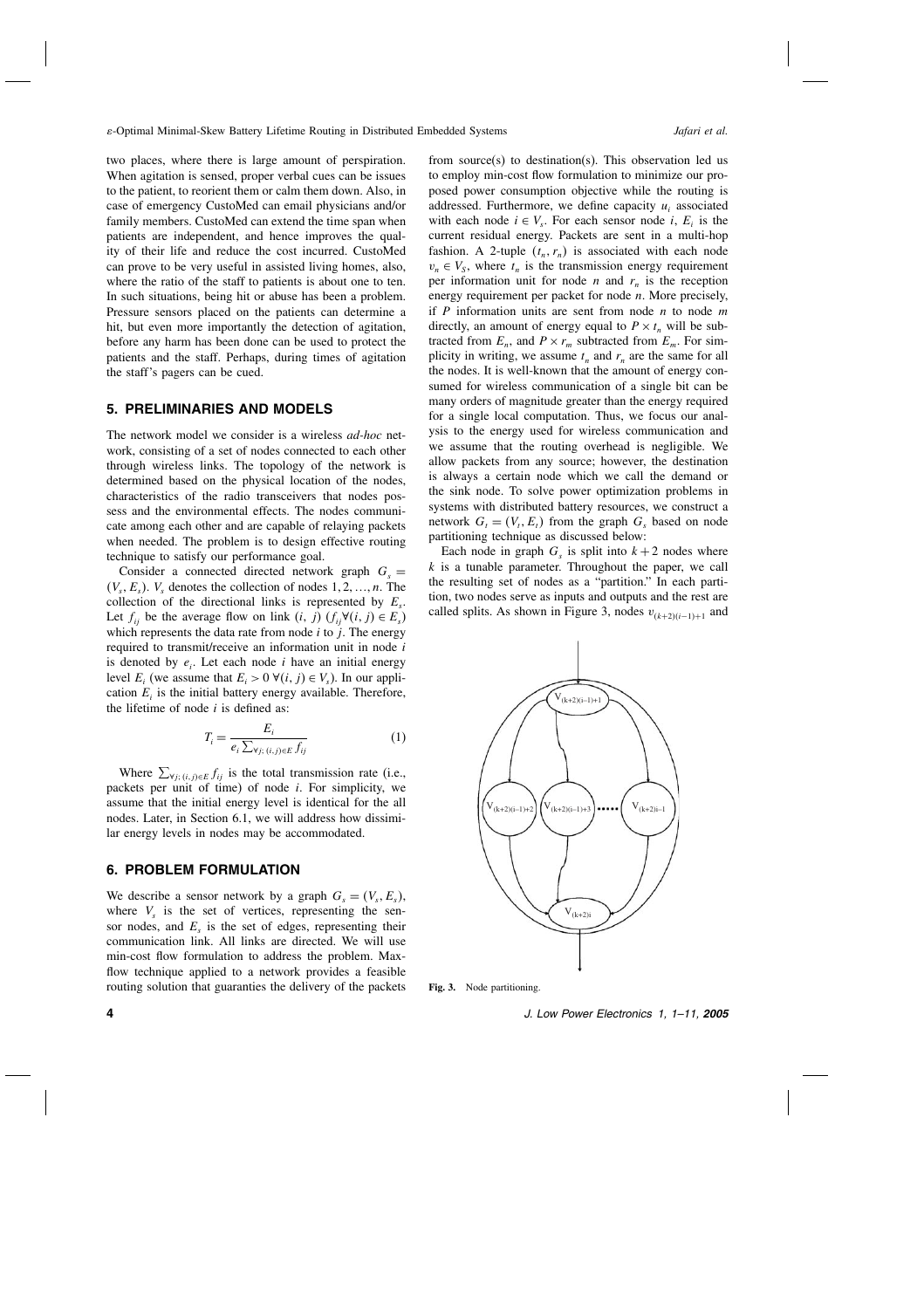two places, where there is large amount of perspiration. When agitation is sensed, proper verbal cues can be issues to the patient, to reorient them or calm them down. Also, in case of emergency CustoMed can email physicians and/or family members. CustoMed can extend the time span when patients are independent, and hence improves the quality of their life and reduce the cost incurred. CustoMed can prove to be very useful in assisted living homes, also, where the ratio of the staff to patients is about one to ten. In such situations, being hit or abuse has been a problem. Pressure sensors placed on the patients can determine a hit, but even more importantly the detection of agitation, before any harm has been done can be used to protect the patients and the staff. Perhaps, during times of agitation the staff's pagers can be cued.

## 5. PRELIMINARIES AND MODELS

The network model we consider is a wireless *ad-hoc* network, consisting of a set of nodes connected to each other through wireless links. The topology of the network is determined based on the physical location of the nodes, characteristics of the radio transceivers that nodes possess and the environmental effects. The nodes communicate among each other and are capable of relaying packets when needed. The problem is to design effective routing technique to satisfy our performance goal.

Consider a connected directed network graph $G_s = (V_s, E_s)$. $V_s$ denotes the collection of nodes $1, 2, \ldots, n$. The collection of the directional links is represented by $E_s$. Let $f_{ij}$ be the average flow on link $(i, j)$ $(f_{ij} \forall (i, j) \in E_s)$ which represents the data rate from node $i$ to $j$. The energy required to transmit/receive an information unit in node $i$ is denoted by $e_i$. Let each node $i$ have an initial energy level $E_i$ (we assume that $E_i > 0 \; \forall (i, j) \in V_s$). In our application $E_i$ is the initial battery energy available. Therefore, the lifetime of node $i$ is defined as:

$$T_i = \frac{E_i}{e_i \sum_{\forall j;\,(i,j)\in E} f_{ij}} \tag{1}$$

Where $\sum_{\forall j;\,(i,j)\in E} f_{ij}$ is the total transmission rate (i.e., packets per unit of time) of node $i$. For simplicity, we assume that the initial energy level is identical for the all nodes. Later, in Section 6.1, we will address how dissimilar energy levels in nodes may be accommodated.

## 6. PROBLEM FORMULATION

We describe a sensor network by a graph $G_s = (V_s, E_s)$, where $V_s$ is the set of vertices, representing the sensor nodes, and $E_s$ is the set of edges, representing their communication link. All links are directed. We will use min-cost flow formulation to address the problem. Max-flow technique applied to a network provides a feasible routing solution that guaranties the delivery of the packets from source(s) to destination(s). This observation led us to employ min-cost flow formulation to minimize our proposed power consumption objective while the routing is addressed. Furthermore, we define capacity $u_i$ associated with each node $i \in V_s$. For each sensor node $i$, $E_i$ is the current residual energy. Packets are sent in a multi-hop fashion. A 2-tuple $(t_n, r_n)$ is associated with each node $v_n \in V_S$, where $t_n$ is the transmission energy requirement per information unit for node $n$ and $r_n$ is the reception energy requirement per packet for node $n$. More precisely, if $P$ information units are sent from node $n$ to node $m$ directly, an amount of energy equal to $P \times t_n$ will be subtracted from $E_n$, and $P \times r_m$ subtracted from $E_m$. For simplicity in writing, we assume $t_n$ and $r_n$ are the same for all the nodes. It is well-known that the amount of energy consumed for wireless communication of a single bit can be many orders of magnitude greater than the energy required for a single local computation. Thus, we focus our analysis to the energy used for wireless communication and we assume that the routing overhead is negligible. We allow packets from any source; however, the destination is always a certain node which we call the demand or the sink node. To solve power optimization problems in systems with distributed battery resources, we construct a network $G_t = (V_t, E_t)$ from the graph $G_s$ based on node partitioning technique as discussed below:

Each node in graph $G_s$ is split into $k+2$ nodes where $k$ is a tunable parameter. Throughout the paper, we call the resulting set of nodes as a "partition." In each partition, two nodes serve as inputs and outputs and the rest are called splits. As shown in Figure 3, nodes $v_{(k+2)(i-1)+1}$ and

**Fig. 3.** Node partitioning.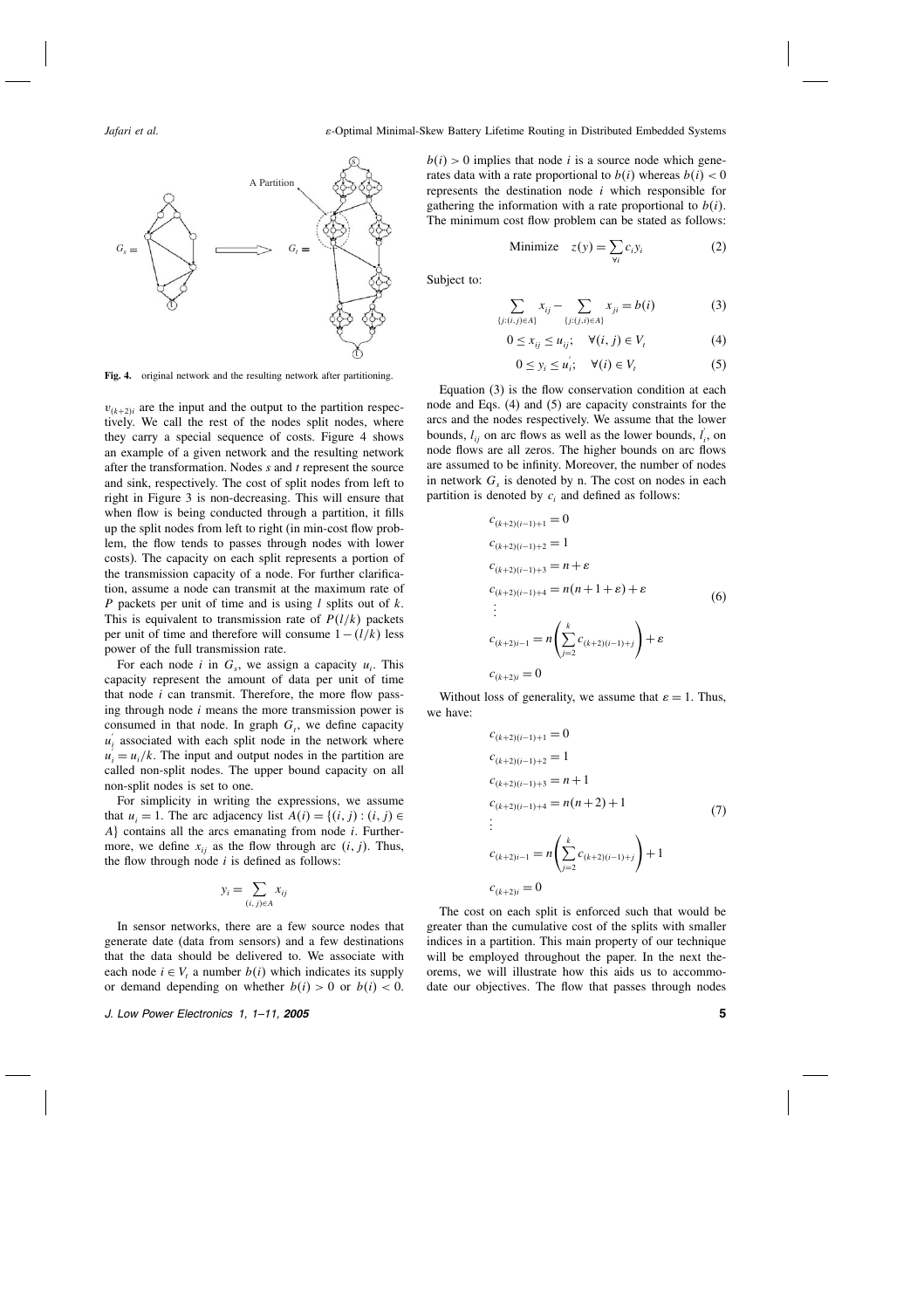Fig. 4. original network and the resulting network after partitioning.

$v_{(k+2)i}$ are the input and the output to the partition respectively. We call the rest of the nodes split nodes, where they carry a special sequence of costs. Figure 4 shows an example of a given network and the resulting network after the transformation. Nodes $s$ and $t$ represent the source and sink, respectively. The cost of split nodes from left to right in Figure 3 is non-decreasing. This will ensure that when flow is being conducted through a partition, it fills up the split nodes from left to right (in min-cost flow problem, the flow tends to passes through nodes with lower costs). The capacity on each split represents a portion of the transmission capacity of a node. For further clarification, assume a node can transmit at the maximum rate of $P$ packets per unit of time and is using $l$ splits out of $k$. This is equivalent to transmission rate of $P(l/k)$ packets per unit of time and therefore will consume $1-(l/k)$ less power of the full transmission rate.

For each node $i$ in $G_s$, we assign a capacity $u_i$. This capacity represent the amount of data per unit of time that node $i$ can transmit. Therefore, the more flow passing through node $i$ means the more transmission power is consumed in that node. In graph $G_t$, we define capacity $u_i^{'}$ associated with each split node in the network where $u_i^{'} = u_i/k$. The input and output nodes in the partition are called non-split nodes. The upper bound capacity on all non-split nodes is set to one.

For simplicity in writing the expressions, we assume that $u_i = 1$. The arc adjacency list $A(i) = \{(i, j) : (i, j) \in A\}$ contains all the arcs emanating from node $i$. Furthermore, we define $x_{ij}$ as the flow through arc $(i, j)$. Thus, the flow through node $i$ is defined as follows:

$$y_i = \sum_{(i,j)\in A} x_{ij}$$

In sensor networks, there are a few source nodes that generate date (data from sensors) and a few destinations that the data should be delivered to. We associate with each node $i \in V_t$ a number $b(i)$ which indicates its supply or demand depending on whether $b(i) > 0$ or $b(i) < 0$. $b(i) > 0$ implies that node $i$ is a source node which generates data with a rate proportional to $b(i)$ whereas $b(i) < 0$ represents the destination node $i$ which responsible for gathering the information with a rate proportional to $b(i)$. The minimum cost flow problem can be stated as follows:

$$\text{Minimize} \quad z(y) = \sum_{\forall i} c_i y_i \tag{2}$$

Subject to:

$$\sum_{\{j:(i,j)\in A\}} x_{ij} - \sum_{\{j:(j,i)\in A\}} x_{ji} = b(i) \tag{3}$$

$$0 \le x_{ij} \le u_{ij}; \quad \forall (i, j) \in V_t \tag{4}$$

$$0 \le y_i \le u_i^{'}; \quad \forall (i) \in V_t \tag{5}$$

Equation (3) is the flow conservation condition at each node and Eqs. (4) and (5) are capacity constraints for the arcs and the nodes respectively. We assume that the lower bounds, $l_{ij}$ on arc flows as well as the lower bounds, $l_i^{'}$, on node flows are all zeros. The higher bounds on arc flows are assumed to be infinity. Moreover, the number of nodes in network $G_s$ is denoted by n. The cost on nodes in each partition is denoted by $c_i$ and defined as follows:

$$\begin{aligned}
&c_{(k+2)(i-1)+1} = 0\\
&c_{(k+2)(i-1)+2} = 1\\
&c_{(k+2)(i-1)+3} = n + \varepsilon\\
&c_{(k+2)(i-1)+4} = n(n+1+\varepsilon) + \varepsilon\\
&\vdots\\
&c_{(k+2)i-1} = n\left(\sum_{j=2}^{k} c_{(k+2)(i-1)+j}\right) + \varepsilon\\
&c_{(k+2)i} = 0
\end{aligned} \tag{6}$$

Without loss of generality, we assume that $\varepsilon = 1$. Thus, we have:

$$\begin{aligned}
&c_{(k+2)(i-1)+1} = 0\\
&c_{(k+2)(i-1)+2} = 1\\
&c_{(k+2)(i-1)+3} = n + 1\\
&c_{(k+2)(i-1)+4} = n(n+2) + 1\\
&\vdots\\
&c_{(k+2)i-1} = n\left(\sum_{j=2}^{k} c_{(k+2)(i-1)+j}\right) + 1\\
&c_{(k+2)i} = 0
\end{aligned} \tag{7}$$

The cost on each split is enforced such that would be greater than the cumulative cost of the splits with smaller indices in a partition. This main property of our technique will be employed throughout the paper. In the next theorems, we will illustrate how this aids us to accommodate our objectives. The flow that passes through nodes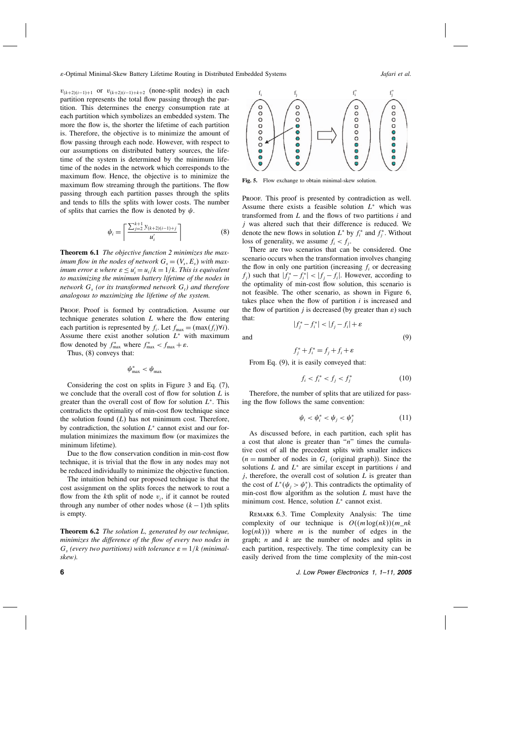$v_{(k+2)(i-1)+1}$ or $v_{(k+2)(i-1)+k+2}$ (none-split nodes) in each partition represents the total flow passing through the partition. This determines the energy consumption rate at each partition which symbolizes an embedded system. The more the flow is, the shorter the lifetime of each partition is. Therefore, the objective is to minimize the amount of flow passing through each node. However, with respect to our assumptions on distributed battery sources, the lifetime of the system is determined by the minimum lifetime of the nodes in the network which corresponds to the maximum flow. Hence, the objective is to minimize the maximum flow streaming through the partitions. The flow passing through each partition passes through the splits and tends to fills the splits with lower costs. The number of splits that carries the flow is denoted by $\psi$.

$$\psi_i = \left\lceil \frac{\sum_{j=2}^{k+1} y_{(k+2)(i-1)+j}}{u_i'} \right\rceil \tag{8}$$

**Theorem 6.1** *The objective function 2 minimizes the maximum flow in the nodes of network $G_s = (V_s, E_s)$ with maximum error $\varepsilon$ where $\varepsilon \le u_i' = u_i/k = 1/k$. This is equivalent to maximizing the minimum battery lifetime of the nodes in network $G_s$ (or its transformed network $G_t$) and therefore analogous to maximizing the lifetime of the system.*

Proof. Proof is formed by contradiction. Assume our technique generates solution $L$ where the flow entering each partition is represented by $f_i$. Let $f_{\max} = (\max(f_i)\forall i)$. Assume there exist another solution $L^*$ with maximum flow denoted by $f_{\max}^*$ where $f_{\max}^* < f_{\max} + \varepsilon$.

Thus, (8) conveys that:

$$\psi_{\max}^* < \psi_{\max}$$

Considering the cost on splits in Figure 3 and Eq. (7), we conclude that the overall cost of flow for solution $L$ is greater than the overall cost of flow for solution $L^*$. This contradicts the optimality of min-cost flow technique since the solution found ($L$) has not minimum cost. Therefore, by contradiction, the solution $L^*$ cannot exist and our formulation minimizes the maximum flow (or maximizes the minimum lifetime).

Due to the flow conservation condition in min-cost flow technique, it is trivial that the flow in any nodes may not be reduced individually to minimize the objective function.

The intuition behind our proposed technique is that the cost assignment on the splits forces the network to rout a flow from the $k$th split of node $v_i$, if it cannot be routed through any number of other nodes whose $(k-1)$th splits is empty.

**Theorem 6.2** *The solution L, generated by our technique, minimizes the difference of the flow of every two nodes in $G_s$ (every two partitions) with tolerance $\varepsilon = 1/k$ (minimal-skew).*

Fig. 5. Flow exchange to obtain minimal-skew solution.

Proof. This proof is presented by contradiction as well. Assume there exists a feasible solution $L^*$ which was transformed from $L$ and the flows of two partitions $i$ and $j$ was altered such that their difference is reduced. We denote the new flows in solution $L^*$ by $f_i^*$ and $f_j^*$. Without loss of generality, we assume $f_i < f_j$.

There are two scenarios that can be considered. One scenario occurs when the transformation involves changing the flow in only one partition (increasing $f_i$ or decreasing $f_j$) such that $|f_j^* - f_i^*| < |f_j - f_i|$. However, according to the optimality of min-cost flow solution, this scenario is not feasible. The other scenario, as shown in Figure 6, takes place when the flow of partition $i$ is increased and the flow of partition $j$ is decreased (by greater than $\varepsilon$) such that:

$$|f_j^* - f_i^*| < |f_j - f_i| + \varepsilon$$

and $$\tag{9}$$

$$f_j^* + f_i^* = f_j + f_i + \varepsilon$$

From Eq. (9), it is easily conveyed that:

$$f_i < f_i^* < f_j < f_j^* \tag{10}$$

Therefore, the number of splits that are utilized for passing the flow follows the same convention:

$$\psi_i < \psi_i^* < \psi_j < \psi_j^* \tag{11}$$

As discussed before, in each partition, each split has a cost that alone is greater than "$n$" times the cumulative cost of all the precedent splits with smaller indices ($n$ = number of nodes in $G_s$ (original graph)). Since the solutions $L$ and $L^*$ are similar except in partitions $i$ and $j$, therefore, the overall cost of solution $L$ is greater than the cost of $L^*(\psi_j > \psi_j^*)$. This contradicts the optimality of min-cost flow algorithm as the solution $L$ must have the minimum cost. Hence, solution $L^*$ cannot exist.

Remark 6.3. Time Complexity Analysis: The time complexity of our technique is $O((m\log(nk))(m\_nk \log(nk)))$ where $m$ is the number of edges in the graph; $n$ and $k$ are the number of nodes and splits in each partition, respectively. The time complexity can be easily derived from the time complexity of the min-cost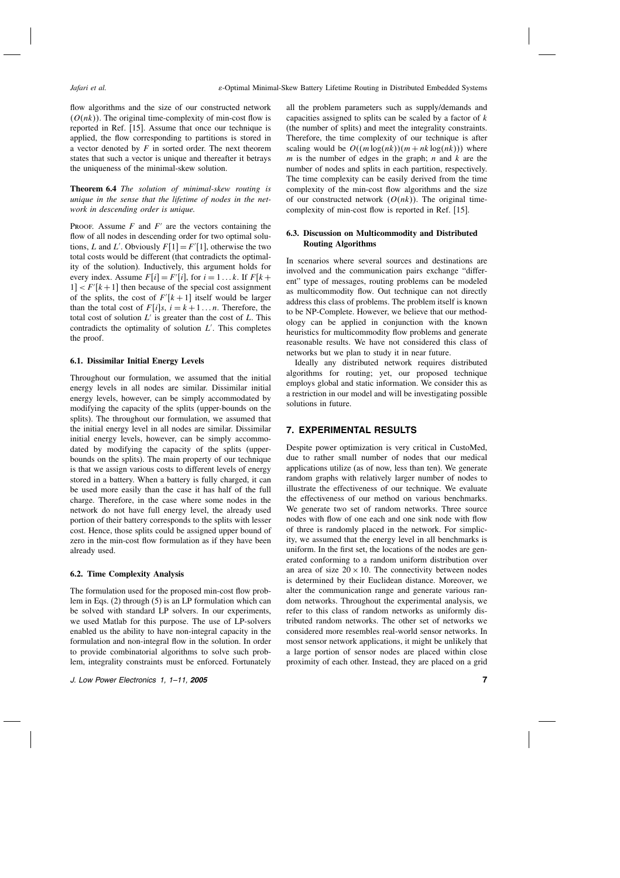flow algorithms and the size of our constructed network ($O(nk)$). The original time-complexity of min-cost flow is reported in Ref. [15]. Assume that once our technique is applied, the flow corresponding to partitions is stored in a vector denoted by $F$ in sorted order. The next theorem states that such a vector is unique and thereafter it betrays the uniqueness of the minimal-skew solution.

**Theorem 6.4** *The solution of minimal-skew routing is unique in the sense that the lifetime of nodes in the network in descending order is unique.*

Proof. Assume $F$ and $F'$ are the vectors containing the flow of all nodes in descending order for two optimal solutions, $L$ and $L'$. Obviously $F[1] = F'[1]$, otherwise the two total costs would be different (that contradicts the optimality of the solution). Inductively, this argument holds for every index. Assume $F[i] = F'[i]$, for $i = 1 \ldots k$. If $F[k+1] < F'[k+1]$ then because of the special cost assignment of the splits, the cost of $F'[k+1]$ itself would be larger than the total cost of $F[i]$s, $i = k+1 \ldots n$. Therefore, the total cost of solution $L'$ is greater than the cost of $L$. This contradicts the optimality of solution $L'$. This completes the proof.

### 6.1. Dissimilar Initial Energy Levels

Throughout our formulation, we assumed that the initial energy levels in all nodes are similar. Dissimilar initial energy levels, however, can be simply accommodated by modifying the capacity of the splits (upper-bounds on the splits). The throughout our formulation, we assumed that the initial energy level in all nodes are similar. Dissimilar initial energy levels, however, can be simply accommodated by modifying the capacity of the splits (upper-bounds on the splits). The main property of our technique is that we assign various costs to different levels of energy stored in a battery. When a battery is fully charged, it can be used more easily than the case it has half of the full charge. Therefore, in the case where some nodes in the network do not have full energy level, the already used portion of their battery corresponds to the splits with lesser cost. Hence, those splits could be assigned upper bound of zero in the min-cost flow formulation as if they have been already used.

### 6.2. Time Complexity Analysis

The formulation used for the proposed min-cost flow problem in Eqs. (2) through (5) is an LP formulation which can be solved with standard LP solvers. In our experiments, we used Matlab for this purpose. The use of LP-solvers enabled us the ability to have non-integral capacity in the formulation and non-integral flow in the solution. In order to provide combinatorial algorithms to solve such problem, integrality constraints must be enforced. Fortunately all the problem parameters such as supply/demands and capacities assigned to splits can be scaled by a factor of $k$ (the number of splits) and meet the integrality constraints. Therefore, the time complexity of our technique is after scaling would be $O((m\log(nk))(m + nk\log(nk)))$ where $m$ is the number of edges in the graph; $n$ and $k$ are the number of nodes and splits in each partition, respectively. The time complexity can be easily derived from the time complexity of the min-cost flow algorithms and the size of our constructed network ($O(nk)$). The original time-complexity of min-cost flow is reported in Ref. [15].

### 6.3. Discussion on Multicommodity and Distributed Routing Algorithms

In scenarios where several sources and destinations are involved and the communication pairs exchange "different" type of messages, routing problems can be modeled as multicommodity flow. Out technique can not directly address this class of problems. The problem itself is known to be NP-Complete. However, we believe that our methodology can be applied in conjunction with the known heuristics for multicommodity flow problems and generate reasonable results. We have not considered this class of networks but we plan to study it in near future.

Ideally any distributed network requires distributed algorithms for routing; yet, our proposed technique employs global and static information. We consider this as a restriction in our model and will be investigating possible solutions in future.

## 7. EXPERIMENTAL RESULTS

Despite power optimization is very critical in CustoMed, due to rather small number of nodes that our medical applications utilize (as of now, less than ten). We generate random graphs with relatively larger number of nodes to illustrate the effectiveness of our technique. We evaluate the effectiveness of our method on various benchmarks. We generate two set of random networks. Three source nodes with flow of one each and one sink node with flow of three is randomly placed in the network. For simplicity, we assumed that the energy level in all benchmarks is uniform. In the first set, the locations of the nodes are generated conforming to a random uniform distribution over an area of size $20 \times 10$. The connectivity between nodes is determined by their Euclidean distance. Moreover, we alter the communication range and generate various random networks. Throughout the experimental analysis, we refer to this class of random networks as uniformly distributed random networks. The other set of networks we considered more resembles real-world sensor networks. In most sensor network applications, it might be unlikely that a large portion of sensor nodes are placed within close proximity of each other. Instead, they are placed on a grid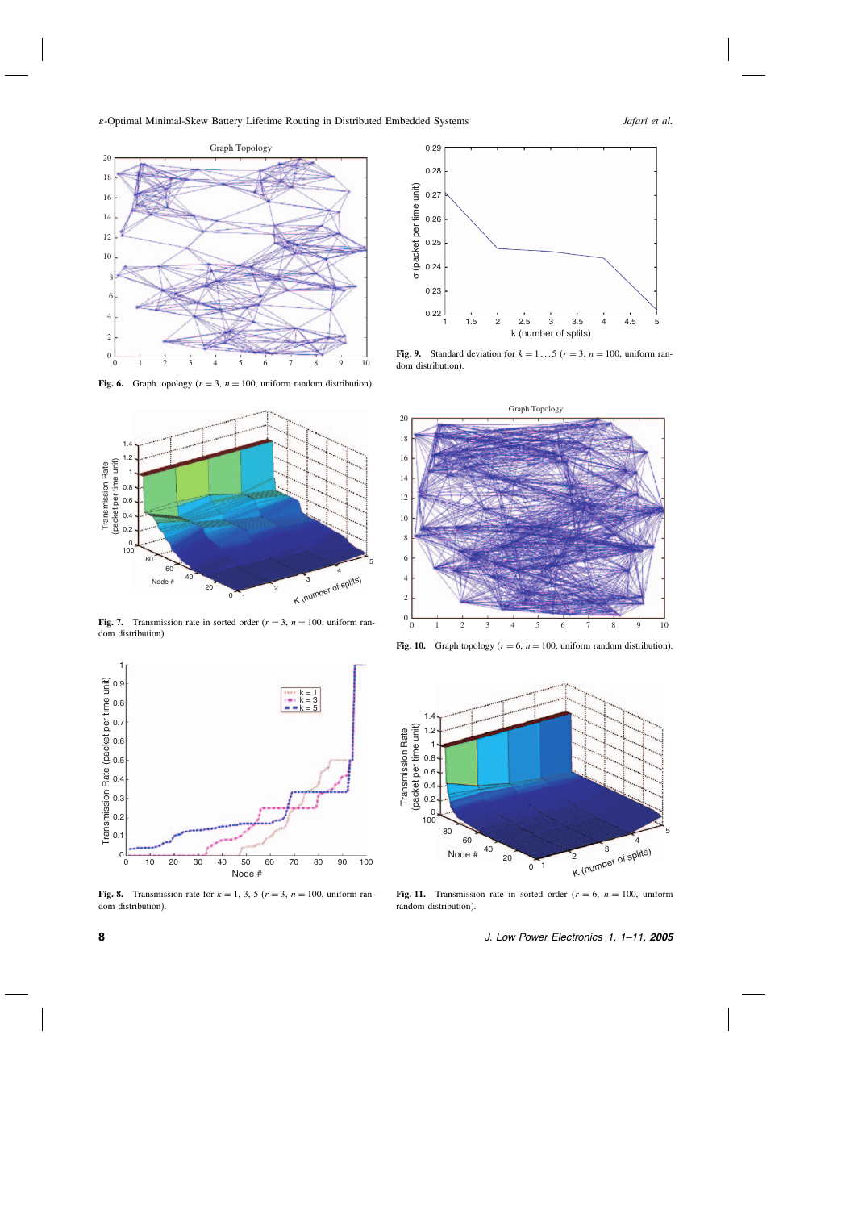**Fig. 6.** Graph topology ($r = 3$, $n = 100$, uniform random distribution).

**Fig. 9.** Standard deviation for $k = 1 \ldots 5$ ($r = 3$, $n = 100$, uniform random distribution).

**Fig. 7.** Transmission rate in sorted order ($r = 3$, $n = 100$, uniform random distribution).

**Fig. 10.** Graph topology ($r = 6$, $n = 100$, uniform random distribution).

**Fig. 8.** Transmission rate for $k = 1, 3, 5$ ($r = 3$, $n = 100$, uniform random distribution).

**Fig. 11.** Transmission rate in sorted order ($r = 6$, $n = 100$, uniform random distribution).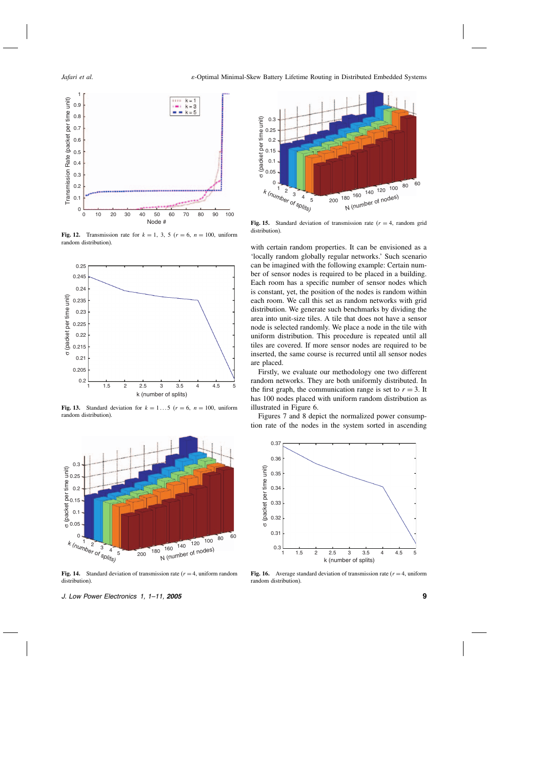Fig. 12. Transmission rate for $k = 1, 3, 5$ ($r = 6$, $n = 100$, uniform random distribution).

Fig. 13. Standard deviation for $k = 1 \ldots 5$ ($r = 6$, $n = 100$, uniform random distribution).

Fig. 14. Standard deviation of transmission rate ($r = 4$, uniform random distribution).

Fig. 15. Standard deviation of transmission rate ($r = 4$, random grid distribution).

with certain random properties. It can be envisioned as a 'locally random globally regular networks.' Such scenario can be imagined with the following example: Certain number of sensor nodes is required to be placed in a building. Each room has a specific number of sensor nodes which is constant, yet, the position of the nodes is random within each room. We call this set as random networks with grid distribution. We generate such benchmarks by dividing the area into unit-size tiles. A tile that does not have a sensor node is selected randomly. We place a node in the tile with uniform distribution. This procedure is repeated until all tiles are covered. If more sensor nodes are required to be inserted, the same course is recurred until all sensor nodes are placed.

Firstly, we evaluate our methodology one two different random networks. They are both uniformly distributed. In the first graph, the communication range is set to $r = 3$. It has 100 nodes placed with uniform random distribution as illustrated in Figure 6.

Figures 7 and 8 depict the normalized power consumption rate of the nodes in the system sorted in ascending

Fig. 16. Average standard deviation of transmission rate ($r = 4$, uniform random distribution).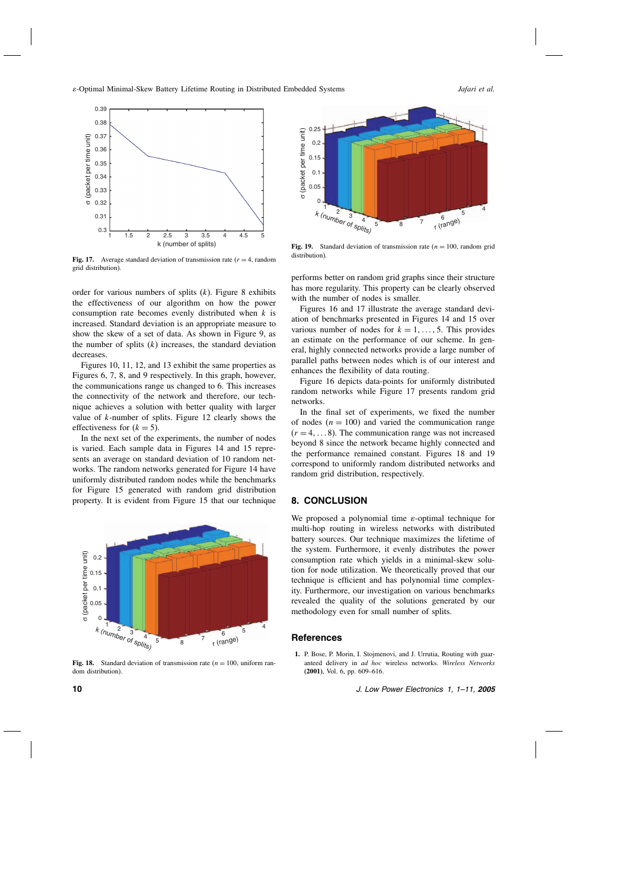**Fig. 17.** Average standard deviation of transmission rate ($r = 4$, random grid distribution).

order for various numbers of splits ($k$). Figure 8 exhibits the effectiveness of our algorithm on how the power consumption rate becomes evenly distributed when $k$ is increased. Standard deviation is an appropriate measure to show the skew of a set of data. As shown in Figure 9, as the number of splits ($k$) increases, the standard deviation decreases.

Figures 10, 11, 12, and 13 exhibit the same properties as Figures 6, 7, 8, and 9 respectively. In this graph, however, the communications range us changed to 6. This increases the connectivity of the network and therefore, our technique achieves a solution with better quality with larger value of $k$-number of splits. Figure 12 clearly shows the effectiveness for ($k = 5$).

In the next set of the experiments, the number of nodes is varied. Each sample data in Figures 14 and 15 represents an average on standard deviation of 10 random networks. The random networks generated for Figure 14 have uniformly distributed random nodes while the benchmarks for Figure 15 generated with random grid distribution property. It is evident from Figure 15 that our technique performs better on random grid graphs since their structure has more regularity. This property can be clearly observed with the number of nodes is smaller.

**Fig. 18.** Standard deviation of transmission rate ($n = 100$, uniform random distribution).

**Fig. 19.** Standard deviation of transmission rate ($n = 100$, random grid distribution).

Figures 16 and 17 illustrate the average standard deviation of benchmarks presented in Figures 14 and 15 over various number of nodes for $k = 1, \ldots, 5$. This provides an estimate on the performance of our scheme. In general, highly connected networks provide a large number of parallel paths between nodes which is of our interest and enhances the flexibility of data routing.

Figure 16 depicts data-points for uniformly distributed random networks while Figure 17 presents random grid networks.

In the final set of experiments, we fixed the number of nodes ($n = 100$) and varied the communication range ($r = 4, \ldots 8$). The communication range was not increased beyond 8 since the network became highly connected and the performance remained constant. Figures 18 and 19 correspond to uniformly random distributed networks and random grid distribution, respectively.

## 8. CONCLUSION

We proposed a polynomial time $\varepsilon$-optimal technique for multi-hop routing in wireless networks with distributed battery sources. Our technique maximizes the lifetime of the system. Furthermore, it evenly distributes the power consumption rate which yields in a minimal-skew solution for node utilization. We theoretically proved that our technique is efficient and has polynomial time complexity. Furthermore, our investigation on various benchmarks revealed the quality of the solutions generated by our methodology even for small number of splits.

## References

1. P. Bose, P. Morin, I. Stojmenovi, and J. Urrutia, Routing with guaranteed delivery in *ad hoc* wireless networks. *Wireless Networks* **(2001)**, Vol. 6, pp. 609–616.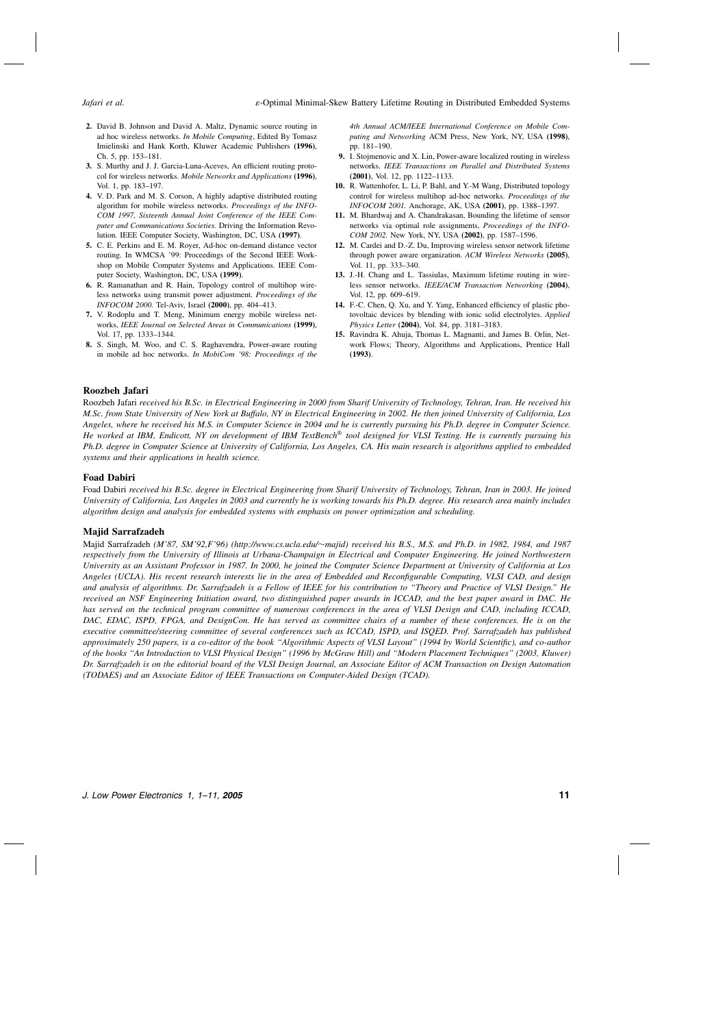2. David B. Johnson and David A. Maltz, Dynamic source routing in ad hoc wireless networks. *In Mobile Computing*, Edited By Tomasz Imielinski and Hank Korth, Kluwer Academic Publishers **(1996)**, Ch. 5, pp. 153–181.
3. S. Murthy and J. J. Garcia-Luna-Aceves, An efficient routing protocol for wireless networks. *Mobile Networks and Applications* **(1996)**, Vol. 1, pp. 183–197.
4. V. D. Park and M. S. Corson, A highly adaptive distributed routing algorithm for mobile wireless networks. *Proceedings of the INFOCOM 1997, Sixteenth Annual Joint Conference of the IEEE Computer and Communications Societies.* Driving the Information Revolution. IEEE Computer Society, Washington, DC, USA **(1997)**.
5. C. E. Perkins and E. M. Royer, Ad-hoc on-demand distance vector routing. In WMCSA '99: Proceedings of the Second IEEE Workshop on Mobile Computer Systems and Applications. IEEE Computer Society, Washington, DC, USA **(1999)**.
6. R. Ramanathan and R. Hain, Topology control of multihop wireless networks using transmit power adjustment. *Proceedings of the INFOCOM 2000.* Tel-Aviv, Israel **(2000)**, pp. 404–413.
7. V. Rodoplu and T. Meng, Minimum energy mobile wireless networks, *IEEE Journal on Selected Areas in Communications* **(1999)**, Vol. 17, pp. 1333–1344.
8. S. Singh, M. Woo, and C. S. Raghavendra, Power-aware routing in mobile ad hoc networks. *In MobiCom '98: Proceedings of the 4th Annual ACM/IEEE International Conference on Mobile Computing and Networking* ACM Press, New York, NY, USA **(1998)**, pp. 181–190.
9. I. Stojmenovic and X. Lin, Power-aware localized routing in wireless networks. *IEEE Transactions on Parallel and Distributed Systems* **(2001)**, Vol. 12, pp. 1122–1133.
10. R. Wattenhofer, L. Li, P. Bahl, and Y.-M Wang, Distributed topology control for wireless multihop ad-hoc networks. *Proceedings of the INFOCOM 2001.* Anchorage, AK, USA **(2001)**, pp. 1388–1397.
11. M. Bhardwaj and A. Chandrakasan, Bounding the lifetime of sensor networks via optimal role assignments, *Proceedings of the INFOCOM 2002.* New York, NY, USA **(2002)**, pp. 1587–1596.
12. M. Cardei and D.-Z. Du, Improving wireless sensor network lifetime through power aware organization. *ACM Wireless Networks* **(2005)**, Vol. 11, pp. 333–340.
13. J.-H. Chang and L. Tassiulas, Maximum lifetime routing in wireless sensor networks. *IEEE/ACM Transaction Networking* **(2004)**, Vol. 12, pp. 609–619.
14. F.-C. Chen, Q. Xu, and Y. Yang, Enhanced efficiency of plastic photovoltaic devices by blending with ionic solid electrolytes. *Applied Physics Letter* **(2004)**, Vol. 84, pp. 3181–3183.
15. Ravindra K. Ahuja, Thomas L. Magnanti, and James B. Orlin, Network Flows; Theory, Algorithms and Applications, Prentice Hall **(1993)**.

### Roozbeh Jafari

Roozbeh Jafari *received his B.Sc. in Electrical Engineering in 2000 from Sharif University of Technology, Tehran, Iran. He received his M.Sc. from State University of New York at Buffalo, NY in Electrical Engineering in 2002. He then joined University of California, Los Angeles, where he received his M.S. in Computer Science in 2004 and he is currently pursuing his Ph.D. degree in Computer Science. He worked at IBM, Endicott, NY on development of IBM TestBench® tool designed for VLSI Testing. He is currently pursuing his Ph.D. degree in Computer Science at University of California, Los Angeles, CA. His main research is algorithms applied to embedded systems and their applications in health science.*

### Foad Dabiri

Foad Dabiri *received his B.Sc. degree in Electrical Engineering from Sharif University of Technology, Tehran, Iran in 2003. He joined University of California, Los Angeles in 2003 and currently he is working towards his Ph.D. degree. His research area mainly includes algorithm design and analysis for embedded systems with emphasis on power optimization and scheduling.*

### Majid Sarrafzadeh

Majid Sarrafzadeh *(M'87, SM'92,F'96) (http://www.cs.ucla.edu/~majid) received his B.S., M.S. and Ph.D. in 1982, 1984, and 1987 respectively from the University of Illinois at Urbana-Champaign in Electrical and Computer Engineering. He joined Northwestern University as an Assistant Professor in 1987. In 2000, he joined the Computer Science Department at University of California at Los Angeles (UCLA). His recent research interests lie in the area of Embedded and Reconfigurable Computing, VLSI CAD, and design and analysis of algorithms. Dr. Sarrafzadeh is a Fellow of IEEE for his contribution to "Theory and Practice of VLSI Design." He received an NSF Engineering Initiation award, two distinguished paper awards in ICCAD, and the best paper award in DAC. He has served on the technical program committee of numerous conferences in the area of VLSI Design and CAD, including ICCAD, DAC, EDAC, ISPD, FPGA, and DesignCon. He has served as committee chairs of a number of these conferences. He is on the executive committee/steering committee of several conferences such as ICCAD, ISPD, and ISQED. Prof. Sarrafzadeh has published approximately 250 papers, is a co-editor of the book "Algorithmic Aspects of VLSI Layout" (1994 by World Scientific), and co-author of the books "An Introduction to VLSI Physical Design" (1996 by McGraw Hill) and "Modern Placement Techniques" (2003, Kluwer) Dr. Sarrafzadeh is on the editorial board of the VLSI Design Journal, an Associate Editor of ACM Transaction on Design Automation (TODAES) and an Associate Editor of IEEE Transactions on Computer-Aided Design (TCAD).*